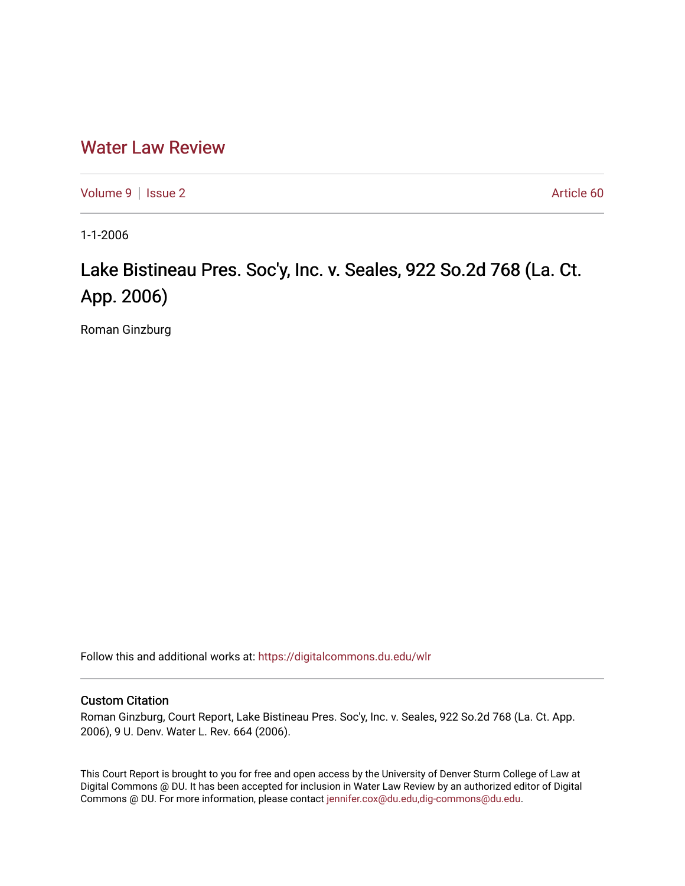# Water Law Review

Volume 9 | Issue 2 Article 60

1-1-2006

## Lake Bistineau Pres. Soc'y, Inc. v. Seales, 922 So.2d 768 (La. Ct. App. 2006)

Roman Ginzburg

Follow this and additional works at: https://digitalcommons.du.edu/wlr

### Custom Citation

Roman Ginzburg, Court Report, Lake Bistineau Pres. Soc'y, Inc. v. Seales, 922 So.2d 768 (La. Ct. App. 2006), 9 U. Denv. Water L. Rev. 664 (2006).

This Court Report is brought to you for free and open access by the University of Denver Sturm College of Law at Digital Commons @ DU. It has been accepted for inclusion in Water Law Review by an authorized editor of Digital Commons @ DU. For more information, please contact jennifer.cox@du.edu,dig-commons@du.edu.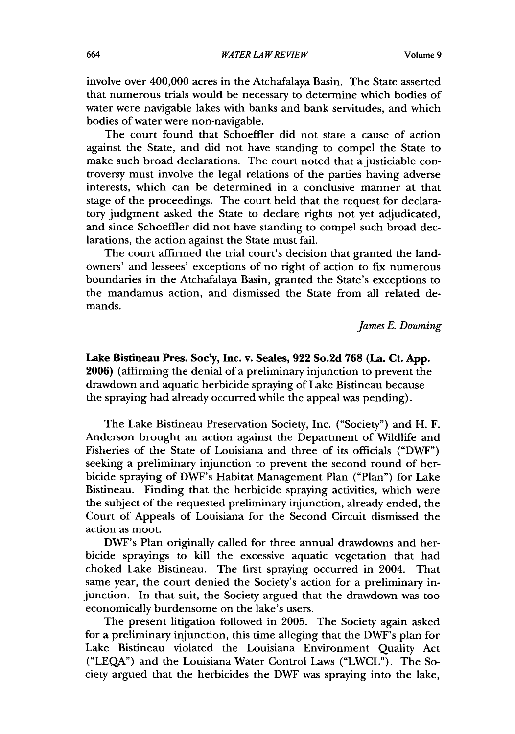involve over 400,000 acres in the Atchafalaya Basin. The State asserted that numerous trials would be necessary to determine which bodies of water were navigable lakes with banks and bank servitudes, and which bodies of water were non-navigable.

The court found that Schoeffler did not state a cause of action against the State, and did not have standing to compel the State to make such broad declarations. The court noted that a justiciable controversy must involve the legal relations of the parties having adverse interests, which can be determined in a conclusive manner at that stage of the proceedings. The court held that the request for declaratory judgment asked the State to declare rights not yet adjudicated, and since Schoeffler did not have standing to compel such broad declarations, the action against the State must fail.

The court affirmed the trial court's decision that granted the landowners' and lessees' exceptions of no right of action to fix numerous boundaries in the Atchafalaya Basin, granted the State's exceptions to the mandamus action, and dismissed the State from all related demands.

*James E. Downing*

**Lake Bistineau Pres. Soc'y, Inc. v. Seales, 922 So.2d 768 (La. Ct. App. 2006)** (affirming the denial of a preliminary injunction to prevent the drawdown and aquatic herbicide spraying of Lake Bistineau because the spraying had already occurred while the appeal was pending).

The Lake Bistineau Preservation Society, Inc. ("Society") and H. F. Anderson brought an action against the Department of Wildlife and Fisheries of the State of Louisiana and three of its officials ("DWF") seeking a preliminary injunction to prevent the second round of herbicide spraying of DWF's Habitat Management Plan ("Plan") for Lake Bistineau. Finding that the herbicide spraying activities, which were the subject of the requested preliminary injunction, already ended, the Court of Appeals of Louisiana for the Second Circuit dismissed the action as moot.

DWF's Plan originally called for three annual drawdowns and herbicide sprayings to kill the excessive aquatic vegetation that had choked Lake Bistineau. The first spraying occurred in 2004. That same year, the court denied the Society's action for a preliminary injunction. In that suit, the Society argued that the drawdown was too economically burdensome on the lake's users.

The present litigation followed in 2005. The Society again asked for a preliminary injunction, this time alleging that the DWF's plan for Lake Bistineau violated the Louisiana Environment Quality Act ("LEQA") and the Louisiana Water Control Laws ("LWCL"). The Society argued that the herbicides the DWF was spraying into the lake,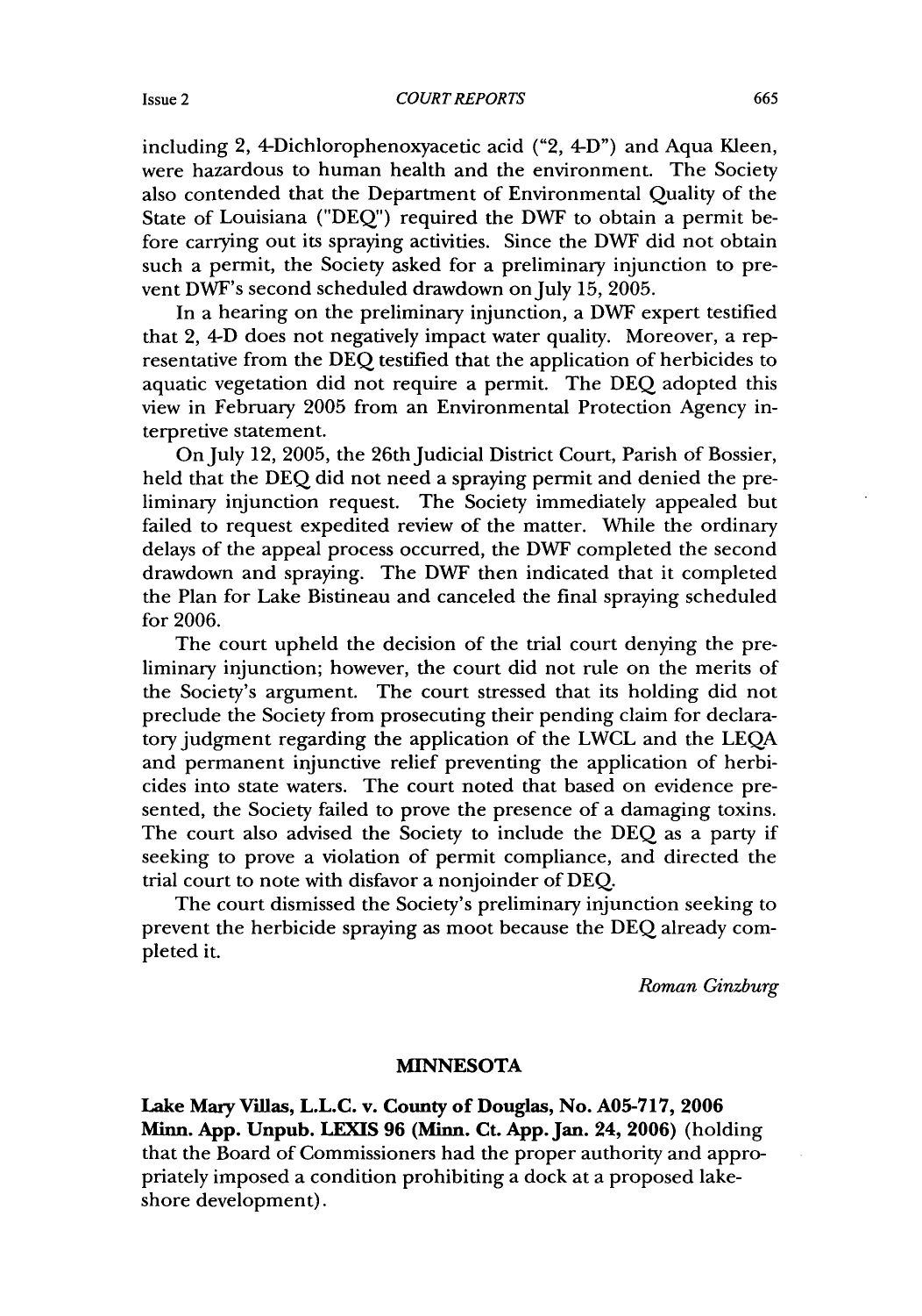including 2, 4-Dichlorophenoxyacetic acid ("2, 4-D") and Aqua Kleen, were hazardous to human health and the environment. The Society also contended that the Department of Environmental Quality of the State of Louisiana ("DEQ") required the DWF to obtain a permit before carrying out its spraying activities. Since the DWF did not obtain such a permit, the Society asked for a preliminary injunction to prevent DWF's second scheduled drawdown on July 15, 2005.

In a hearing on the preliminary injunction, a DWF expert testified that 2, 4-D does not negatively impact water quality. Moreover, a representative from the DEQ testified that the application of herbicides to aquatic vegetation did not require a permit. The DEQ adopted this view in February 2005 from an Environmental Protection Agency interpretive statement.

On July 12, 2005, the 26th Judicial District Court, Parish of Bossier, held that the DEQ did not need a spraying permit and denied the preliminary injunction request. The Society immediately appealed but failed to request expedited review of the matter. While the ordinary delays of the appeal process occurred, the DWF completed the second drawdown and spraying. The DWF then indicated that it completed the Plan for Lake Bistineau and canceled the final spraying scheduled for 2006.

The court upheld the decision of the trial court denying the preliminary injunction; however, the court did not rule on the merits of the Society's argument. The court stressed that its holding did not preclude the Society from prosecuting their pending claim for declaratory judgment regarding the application of the LWCL and the LEQA and permanent injunctive relief preventing the application of herbicides into state waters. The court noted that based on evidence presented, the Society failed to prove the presence of a damaging toxins. The court also advised the Society to include the DEQ as a party if seeking to prove a violation of permit compliance, and directed the trial court to note with disfavor a nonjoinder of DEQ.

The court dismissed the Society's preliminary injunction seeking to prevent the herbicide spraying as moot because the DEQ already completed it.

*Roman Ginzburg*

## MINNESOTA

**Lake Mary Villas, L.L.C. v. County of Douglas, No. A05-717, 2006 Minn. App. Unpub. LEXIS 96 (Minn. Ct. App. Jan. 24, 2006)** (holding that the Board of Commissioners had the proper authority and appropriately imposed a condition prohibiting a dock at a proposed lakeshore development).